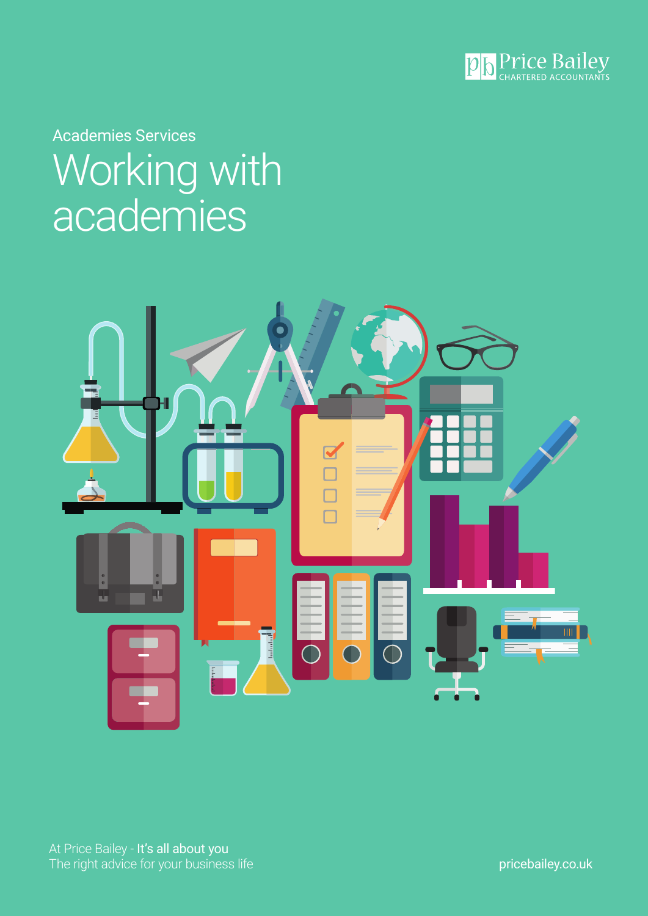Price Bailey
CHARTERED ACCOUNTANTS

Academies Services

# Working with academies

At Price Bailey - **It's all about you**
The right advice for your business life

pricebailey.co.uk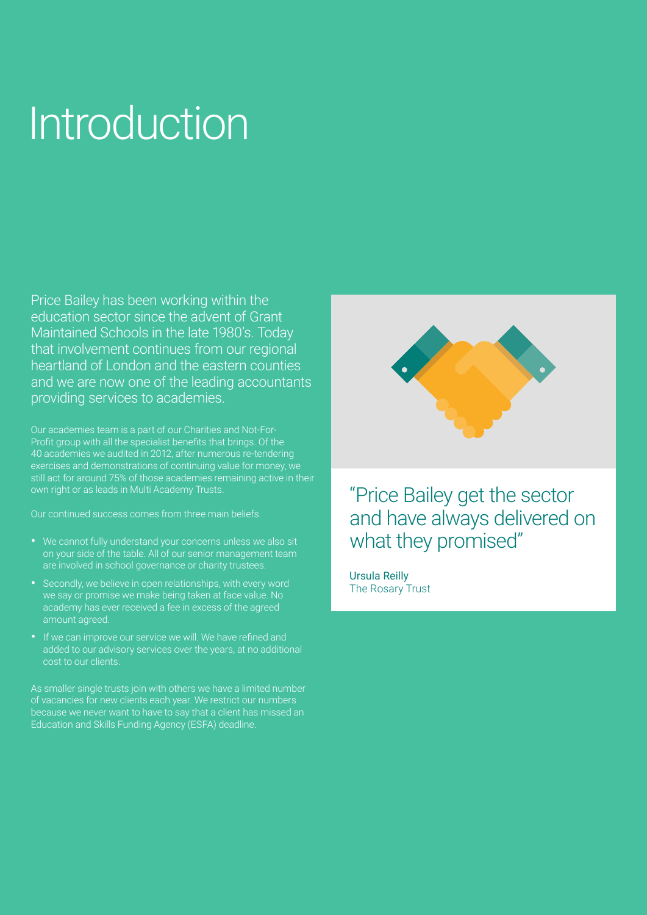# Introduction

Price Bailey has been working within the education sector since the advent of Grant Maintained Schools in the late 1980's. Today that involvement continues from our regional heartland of London and the eastern counties and we are now one of the leading accountants providing services to academies.

Our academies team is a part of our Charities and Not-For-Profit group with all the specialist benefits that brings. Of the 40 academies we audited in 2012, after numerous re-tendering exercises and demonstrations of continuing value for money, we still act for around 75% of those academies remaining active in their own right or as leads in Multi Academy Trusts.

Our continued success comes from three main beliefs.

- We cannot fully understand your concerns unless we also sit on your side of the table. All of our senior management team are involved in school governance or charity trustees.
- Secondly, we believe in open relationships, with every word we say or promise we make being taken at face value. No academy has ever received a fee in excess of the agreed amount agreed.
- If we can improve our service we will. We have refined and added to our advisory services over the years, at no additional cost to our clients.

As smaller single trusts join with others we have a limited number of vacancies for new clients each year. We restrict our numbers because we never want to have to say that a client has missed an Education and Skills Funding Agency (ESFA) deadline.

"Price Bailey get the sector and have always delivered on what they promised"

Ursula Reilly
The Rosary Trust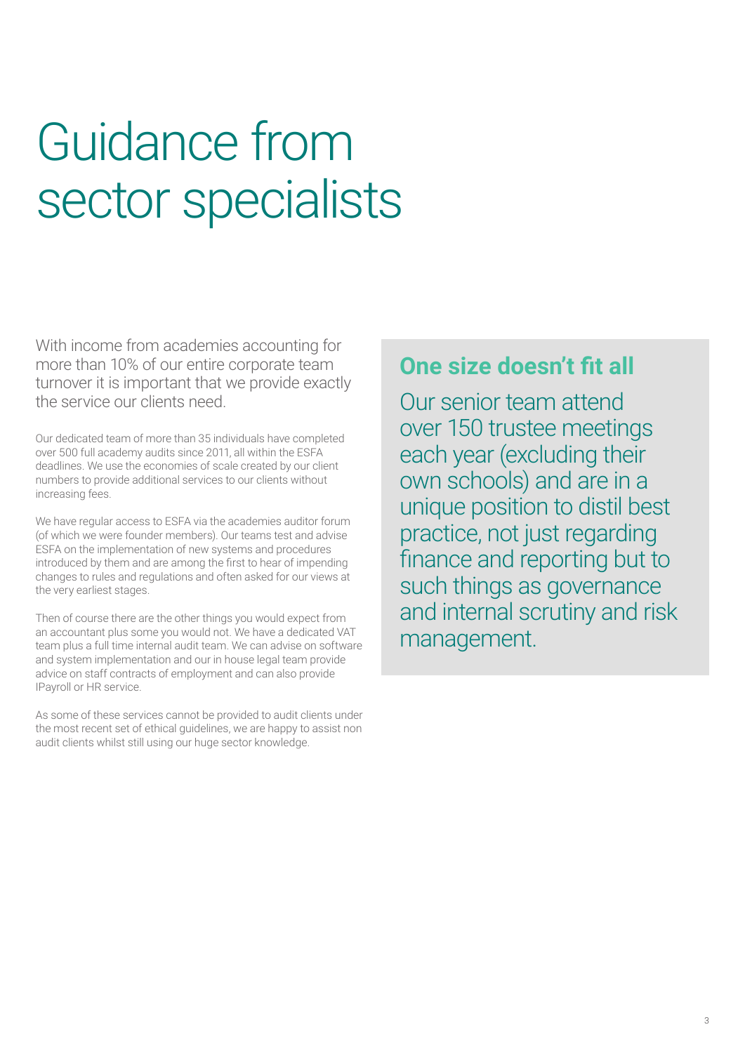# Guidance from sector specialists

With income from academies accounting for more than 10% of our entire corporate team turnover it is important that we provide exactly the service our clients need.

Our dedicated team of more than 35 individuals have completed over 500 full academy audits since 2011, all within the ESFA deadlines. We use the economies of scale created by our client numbers to provide additional services to our clients without increasing fees.

We have regular access to ESFA via the academies auditor forum (of which we were founder members). Our teams test and advise ESFA on the implementation of new systems and procedures introduced by them and are among the first to hear of impending changes to rules and regulations and often asked for our views at the very earliest stages.

Then of course there are the other things you would expect from an accountant plus some you would not. We have a dedicated VAT team plus a full time internal audit team. We can advise on software and system implementation and our in house legal team provide advice on staff contracts of employment and can also provide IPayroll or HR service.

As some of these services cannot be provided to audit clients under the most recent set of ethical guidelines, we are happy to assist non audit clients whilst still using our huge sector knowledge.

## One size doesn't fit all

Our senior team attend over 150 trustee meetings each year (excluding their own schools) and are in a unique position to distil best practice, not just regarding finance and reporting but to such things as governance and internal scrutiny and risk management.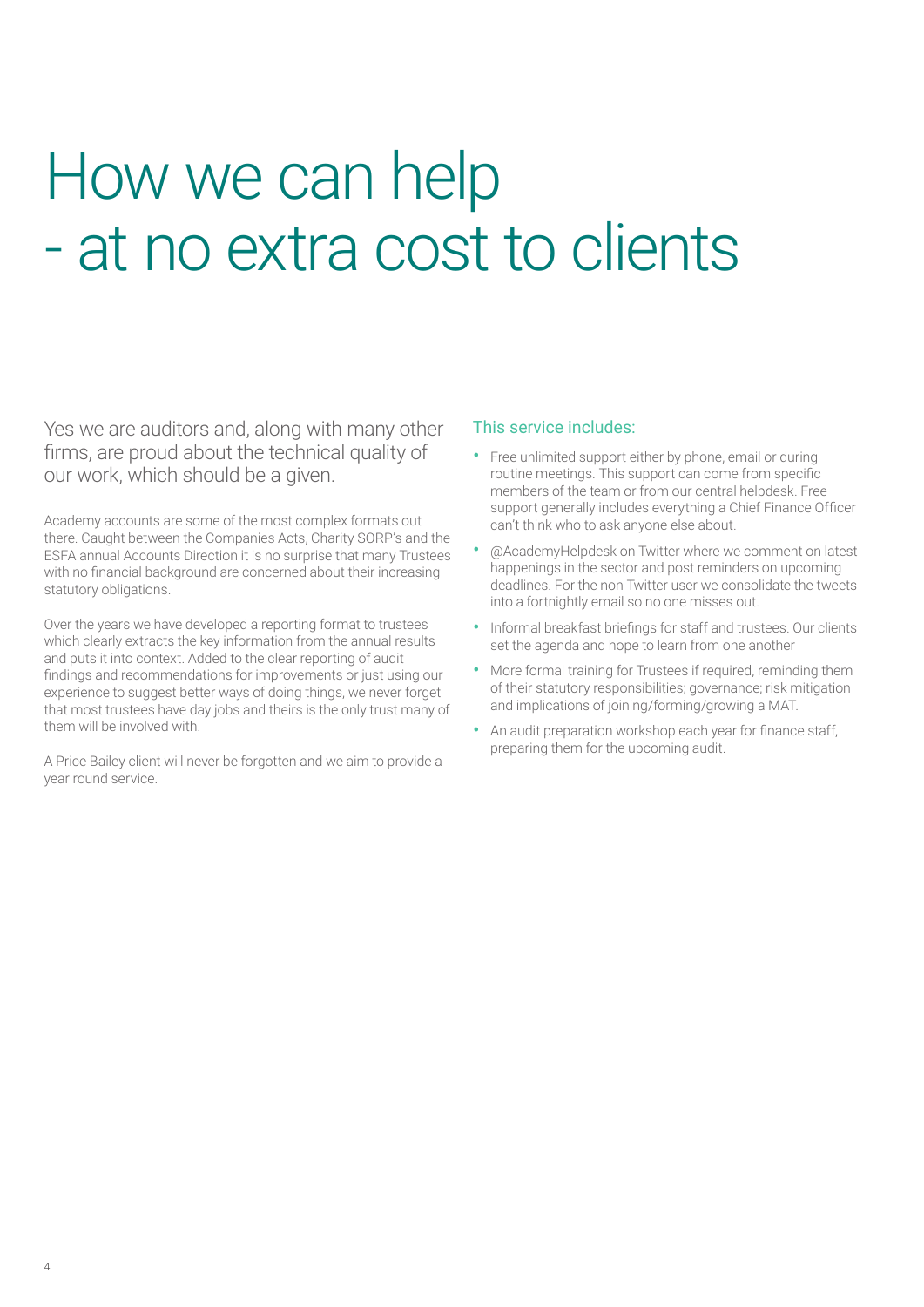# How we can help - at no extra cost to clients

Yes we are auditors and, along with many other firms, are proud about the technical quality of our work, which should be a given.

Academy accounts are some of the most complex formats out there. Caught between the Companies Acts, Charity SORP's and the ESFA annual Accounts Direction it is no surprise that many Trustees with no financial background are concerned about their increasing statutory obligations.

Over the years we have developed a reporting format to trustees which clearly extracts the key information from the annual results and puts it into context. Added to the clear reporting of audit findings and recommendations for improvements or just using our experience to suggest better ways of doing things, we never forget that most trustees have day jobs and theirs is the only trust many of them will be involved with.

A Price Bailey client will never be forgotten and we aim to provide a year round service.

### This service includes:

- Free unlimited support either by phone, email or during routine meetings. This support can come from specific members of the team or from our central helpdesk. Free support generally includes everything a Chief Finance Officer can't think who to ask anyone else about.
- @AcademyHelpdesk on Twitter where we comment on latest happenings in the sector and post reminders on upcoming deadlines. For the non Twitter user we consolidate the tweets into a fortnightly email so no one misses out.
- Informal breakfast briefings for staff and trustees. Our clients set the agenda and hope to learn from one another
- More formal training for Trustees if required, reminding them of their statutory responsibilities; governance; risk mitigation and implications of joining/forming/growing a MAT.
- An audit preparation workshop each year for finance staff, preparing them for the upcoming audit.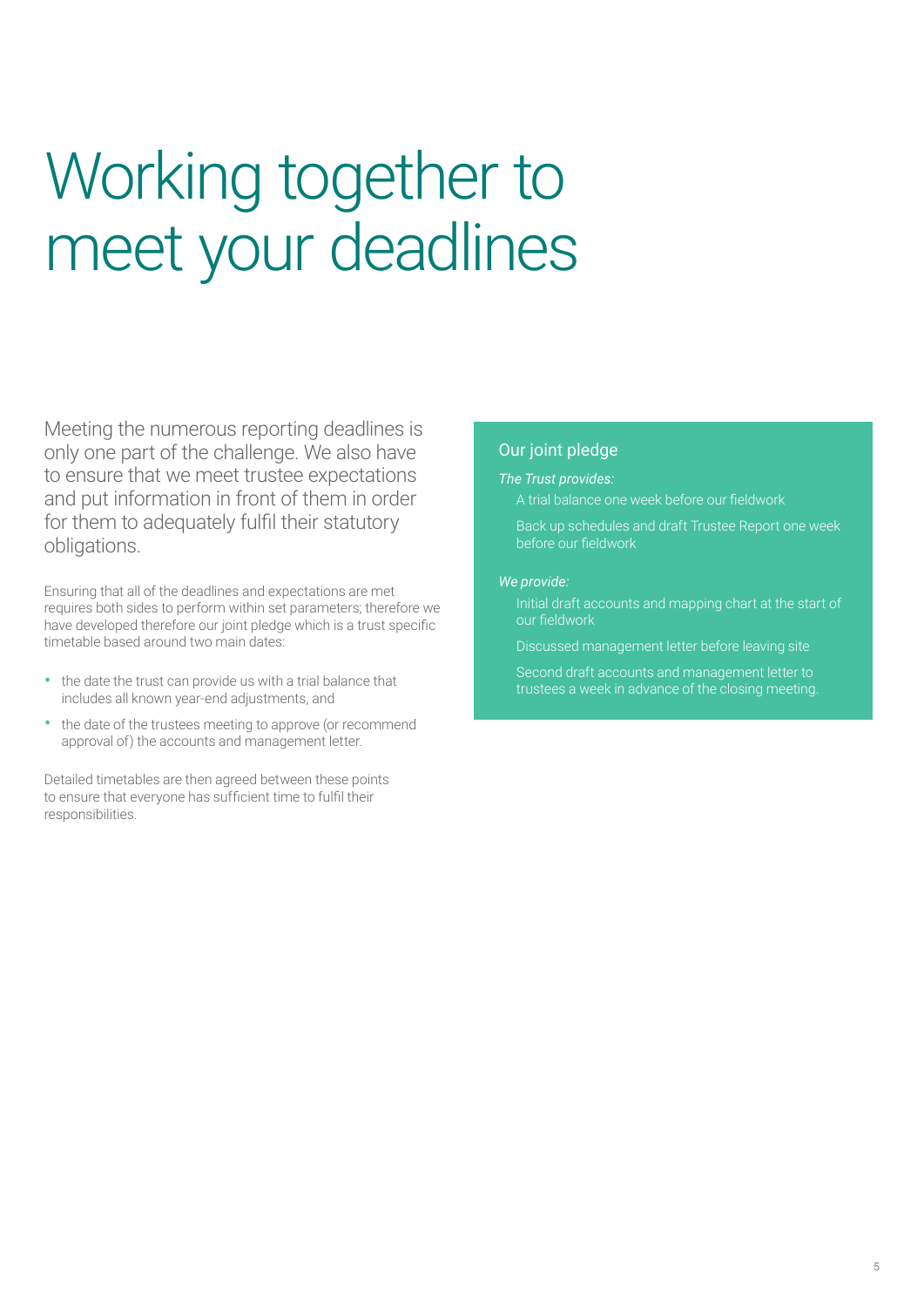# Working together to meet your deadlines

Meeting the numerous reporting deadlines is only one part of the challenge. We also have to ensure that we meet trustee expectations and put information in front of them in order for them to adequately fulfil their statutory obligations.

Ensuring that all of the deadlines and expectations are met requires both sides to perform within set parameters; therefore we have developed therefore our joint pledge which is a trust specific timetable based around two main dates:

- the date the trust can provide us with a trial balance that includes all known year-end adjustments, and
- the date of the trustees meeting to approve (or recommend approval of) the accounts and management letter.

Detailed timetables are then agreed between these points to ensure that everyone has sufficient time to fulfil their responsibilities.

## Our joint pledge

*The Trust provides:*

A trial balance one week before our fieldwork

Back up schedules and draft Trustee Report one week before our fieldwork

*We provide:*

Initial draft accounts and mapping chart at the start of our fieldwork

Discussed management letter before leaving site

Second draft accounts and management letter to trustees a week in advance of the closing meeting.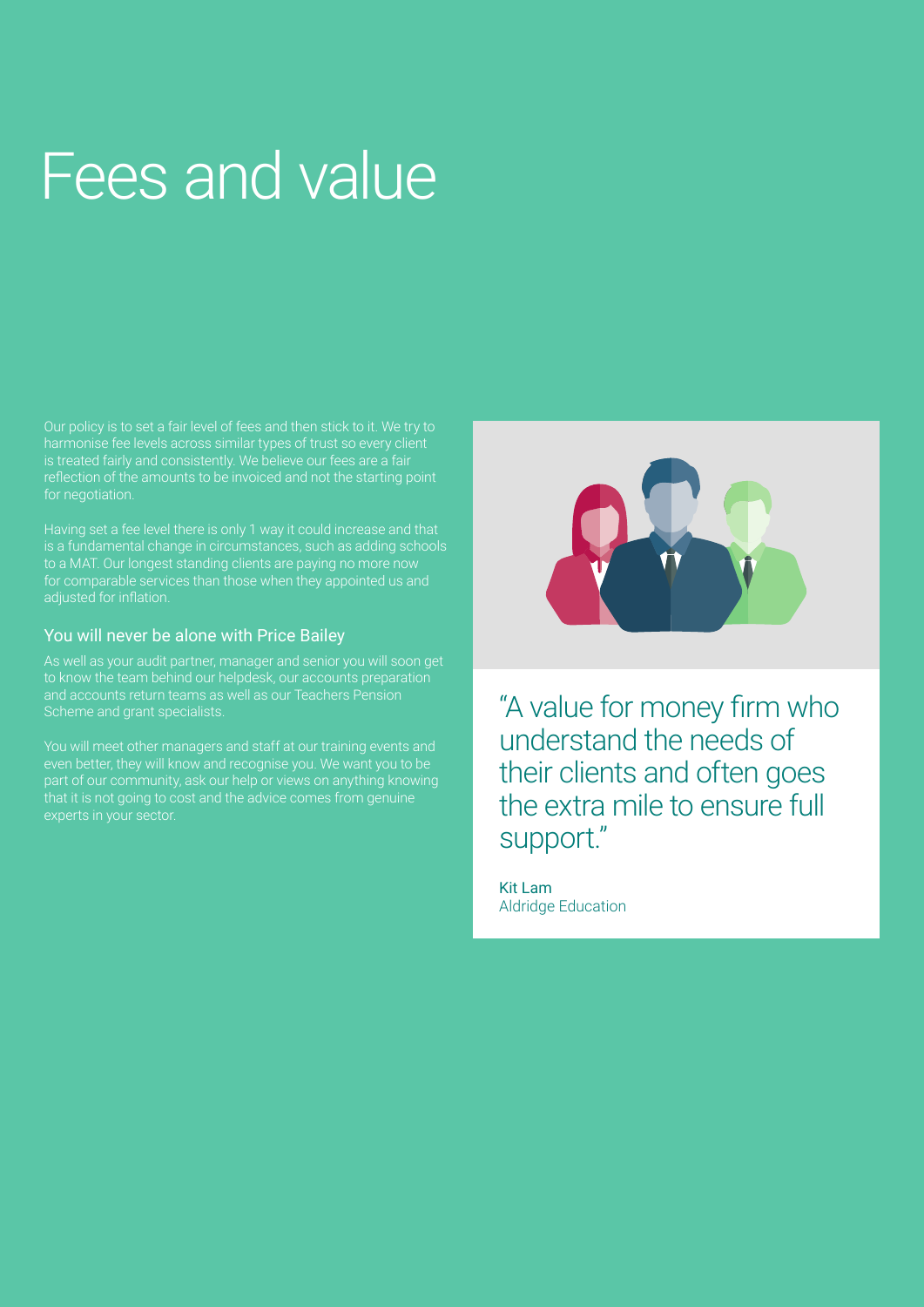# Fees and value

Our policy is to set a fair level of fees and then stick to it. We try to harmonise fee levels across similar types of trust so every client is treated fairly and consistently. We believe our fees are a fair reflection of the amounts to be invoiced and not the starting point for negotiation.

Having set a fee level there is only 1 way it could increase and that is a fundamental change in circumstances, such as adding schools to a MAT. Our longest standing clients are paying no more now for comparable services than those when they appointed us and adjusted for inflation.

## You will never be alone with Price Bailey

As well as your audit partner, manager and senior you will soon get to know the team behind our helpdesk, our accounts preparation and accounts return teams as well as our Teachers Pension Scheme and grant specialists.

You will meet other managers and staff at our training events and even better, they will know and recognise you. We want you to be part of our community, ask our help or views on anything knowing that it is not going to cost and the advice comes from genuine experts in your sector.

"A value for money firm who understand the needs of their clients and often goes the extra mile to ensure full support."

Kit Lam
Aldridge Education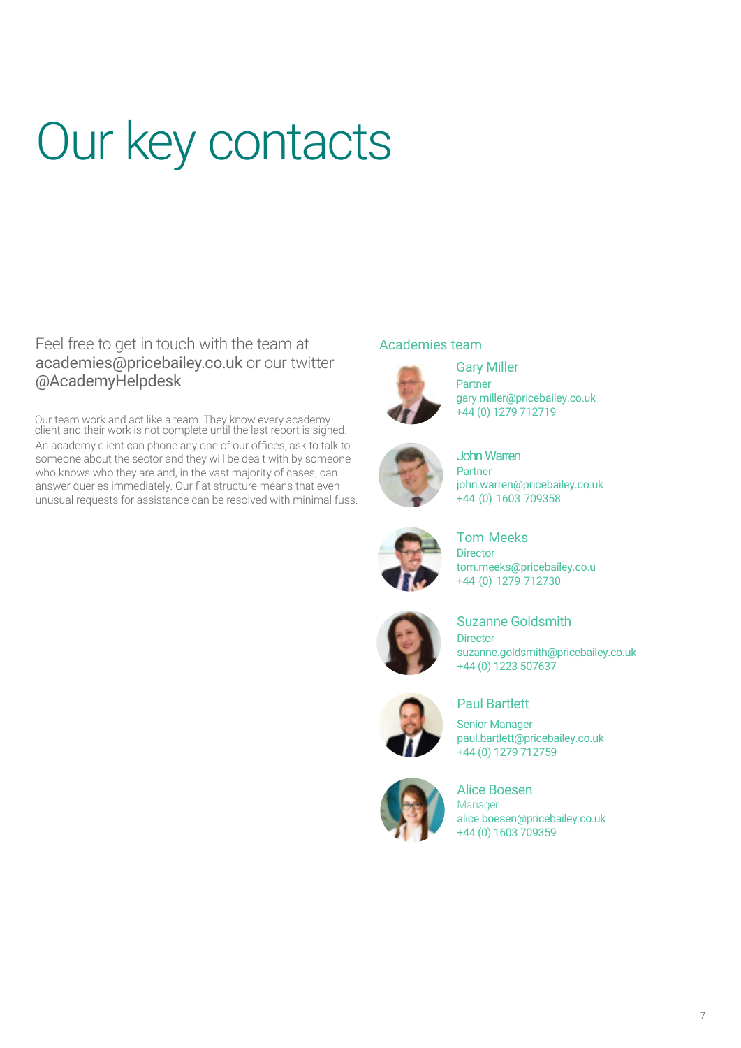# Our key contacts

Feel free to get in touch with the team at academies@pricebailey.co.uk or our twitter @AcademyHelpdesk

Our team work and act like a team. They know every academy client and their work is not complete until the last report is signed. An academy client can phone any one of our offices, ask to talk to someone about the sector and they will be dealt with by someone who knows who they are and, in the vast majority of cases, can answer queries immediately. Our flat structure means that even unusual requests for assistance can be resolved with minimal fuss.

## Academies team

**Gary Miller**
Partner
gary.miller@pricebailey.co.uk
+44 (0) 1279 712719

**John Warren**
Partner
john.warren@pricebailey.co.uk
+44 (0) 1603 709358

**Tom Meeks**
Director
tom.meeks@pricebailey.co.u
+44 (0) 1279 712730

**Suzanne Goldsmith**
Director
suzanne.goldsmith@pricebailey.co.uk
+44 (0) 1223 507637

**Paul Bartlett**
Senior Manager
paul.bartlett@pricebailey.co.uk
+44 (0) 1279 712759

**Alice Boesen**
Manager
alice.boesen@pricebailey.co.uk
+44 (0) 1603 709359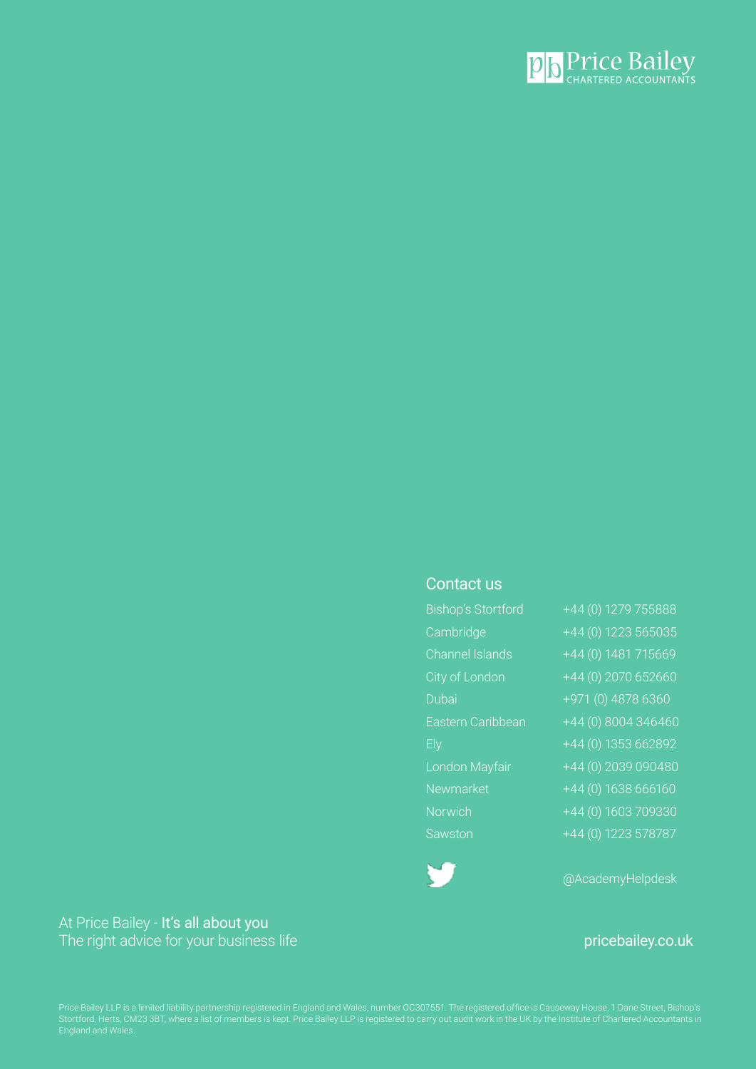Price Bailey
CHARTERED ACCOUNTANTS

## Contact us

| | |
|---|---|
| Bishop's Stortford | +44 (0) 1279 755888 |
| Cambridge | +44 (0) 1223 565035 |
| Channel Islands | +44 (0) 1481 715669 |
| City of London | +44 (0) 2070 652660 |
| Dubai | +971 (0) 4878 6360 |
| Eastern Caribbean | +44 (0) 8004 346460 |
| Ely | +44 (0) 1353 662892 |
| London Mayfair | +44 (0) 2039 090480 |
| Newmarket | +44 (0) 1638 666160 |
| Norwich | +44 (0) 1603 709330 |
| Sawston | +44 (0) 1223 578787 |

@AcademyHelpdesk

At Price Bailey - It's all about you
The right advice for your business life

pricebailey.co.uk

Price Bailey LLP is a limited liability partnership registered in England and Wales, number OC307551. The registered office is Causeway House, 1 Dane Street, Bishop's Stortford, Herts, CM23 3BT, where a list of members is kept. Price Bailey LLP is registered to carry out audit work in the UK by the Institute of Chartered Accountants in England and Wales.